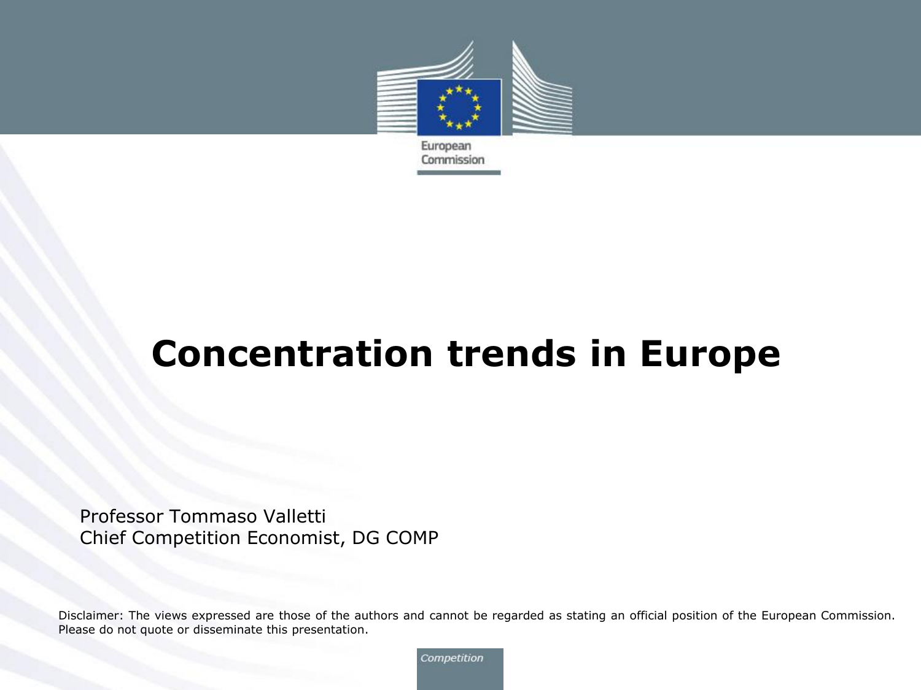European Commission

# Concentration trends in Europe

Professor Tommaso Valletti
Chief Competition Economist, DG COMP

Disclaimer: The views expressed are those of the authors and cannot be regarded as stating an official position of the European Commission. Please do not quote or disseminate this presentation.

*Competition*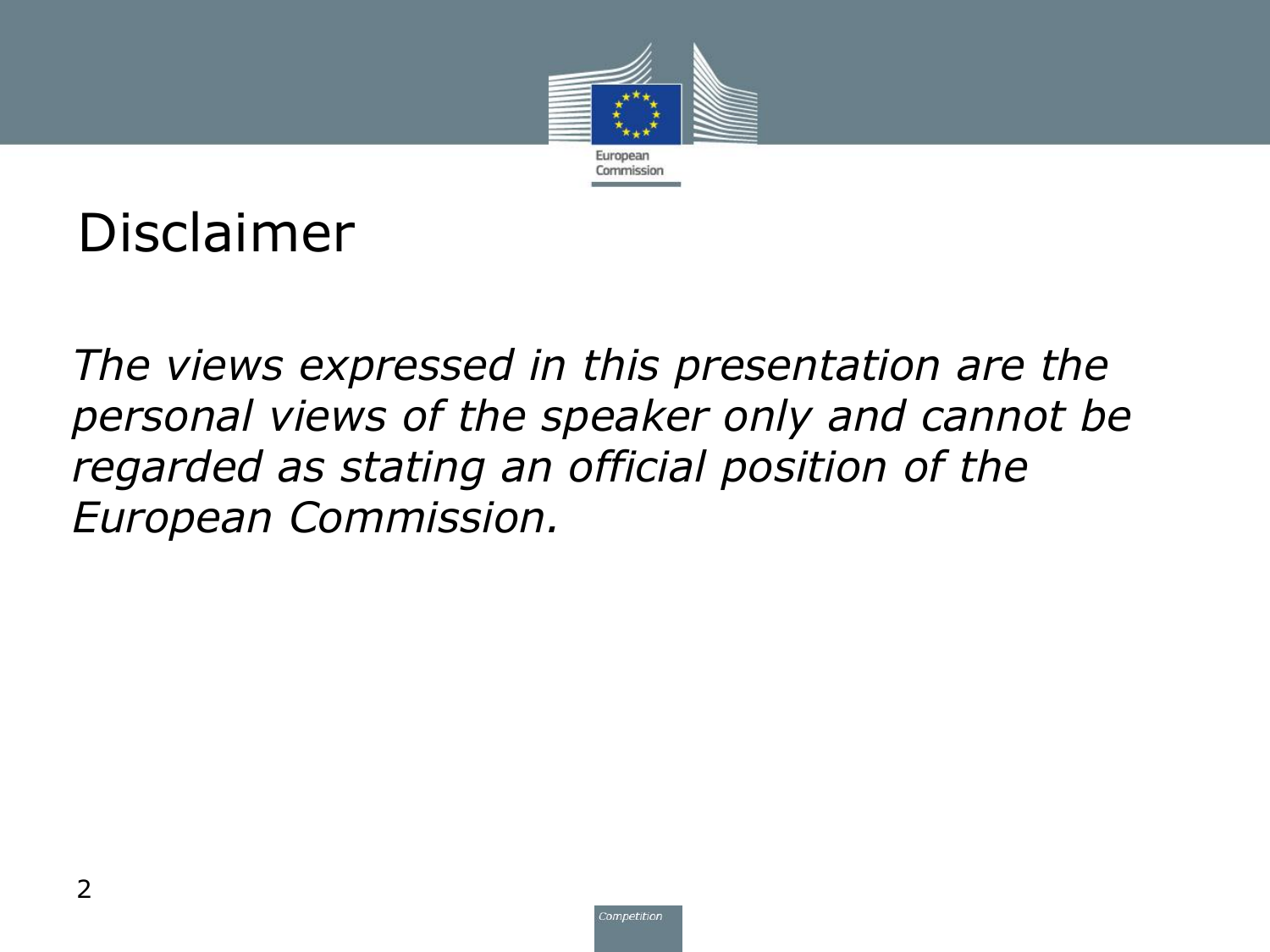# Disclaimer

*The views expressed in this presentation are the personal views of the speaker only and cannot be regarded as stating an official position of the European Commission.*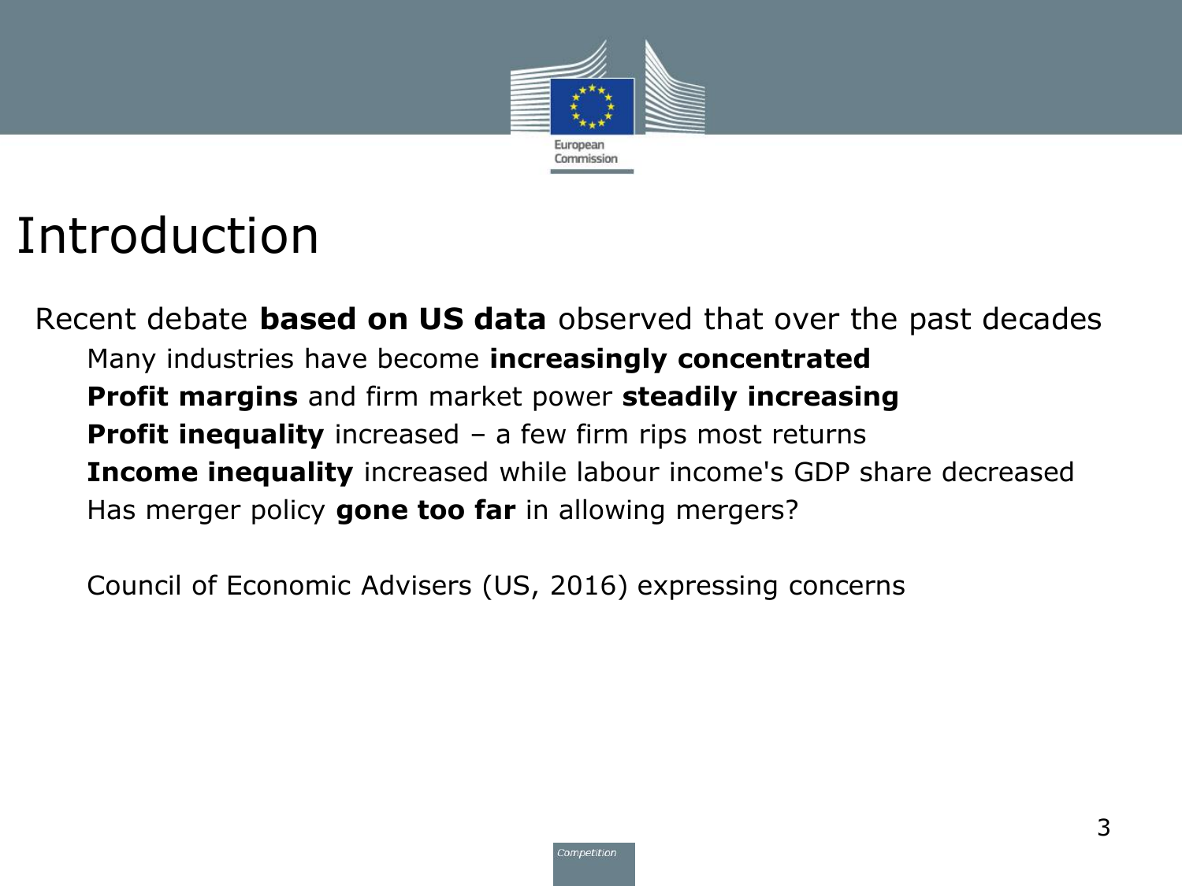# Introduction

Recent debate **based on US data** observed that over the past decades

- Many industries have become **increasingly concentrated**
- **Profit margins** and firm market power **steadily increasing**
- **Profit inequality** increased – a few firm rips most returns
- **Income inequality** increased while labour income's GDP share decreased
- Has merger policy **gone too far** in allowing mergers?

Council of Economic Advisers (US, 2016) expressing concerns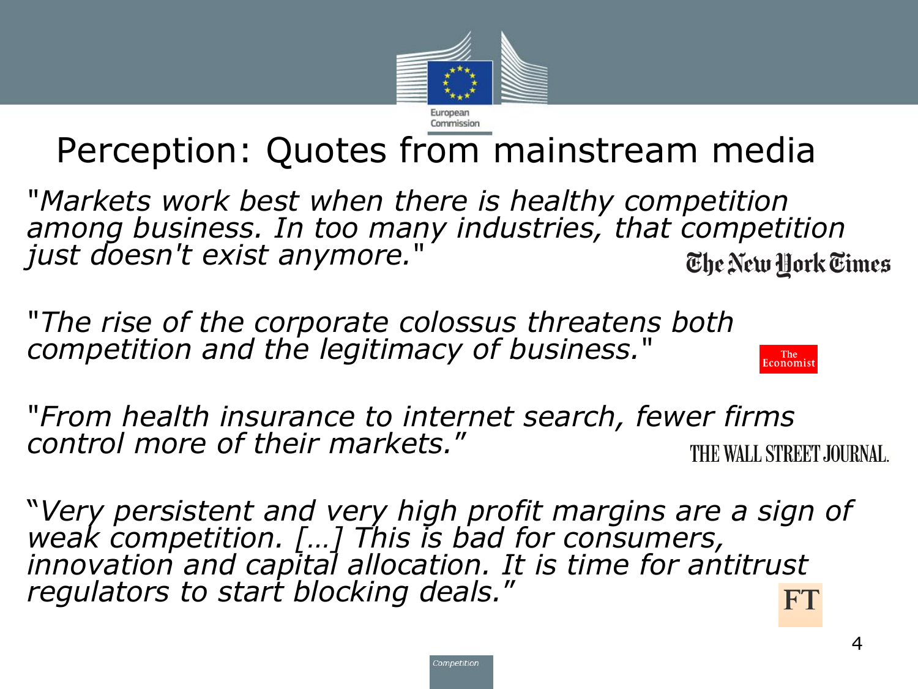# Perception: Quotes from mainstream media

*"Markets work best when there is healthy competition among business. In too many industries, that competition just doesn't exist anymore."*

The New York Times

*"The rise of the corporate colossus threatens both competition and the legitimacy of business."*

The Economist

*"From health insurance to internet search, fewer firms control more of their markets."*

THE WALL STREET JOURNAL.

*"Very persistent and very high profit margins are a sign of weak competition. […] This is bad for consumers, innovation and capital allocation. It is time for antitrust regulators to start blocking deals."*

FT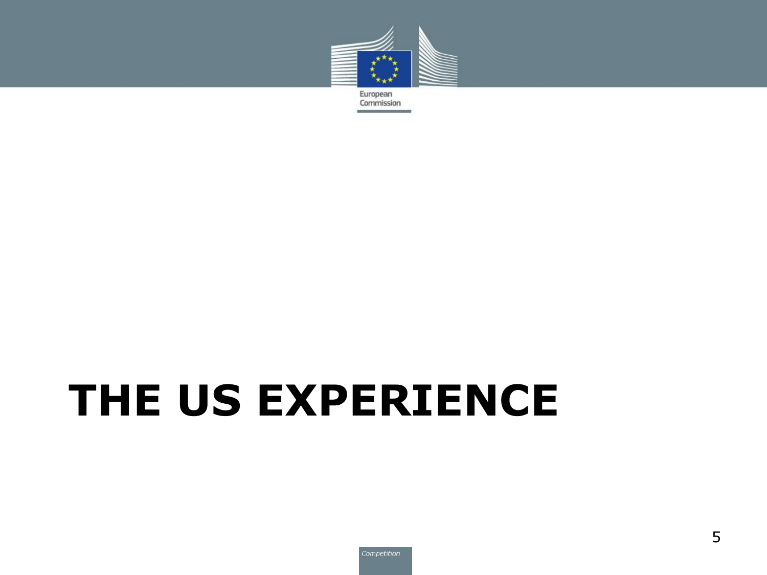# THE US EXPERIENCE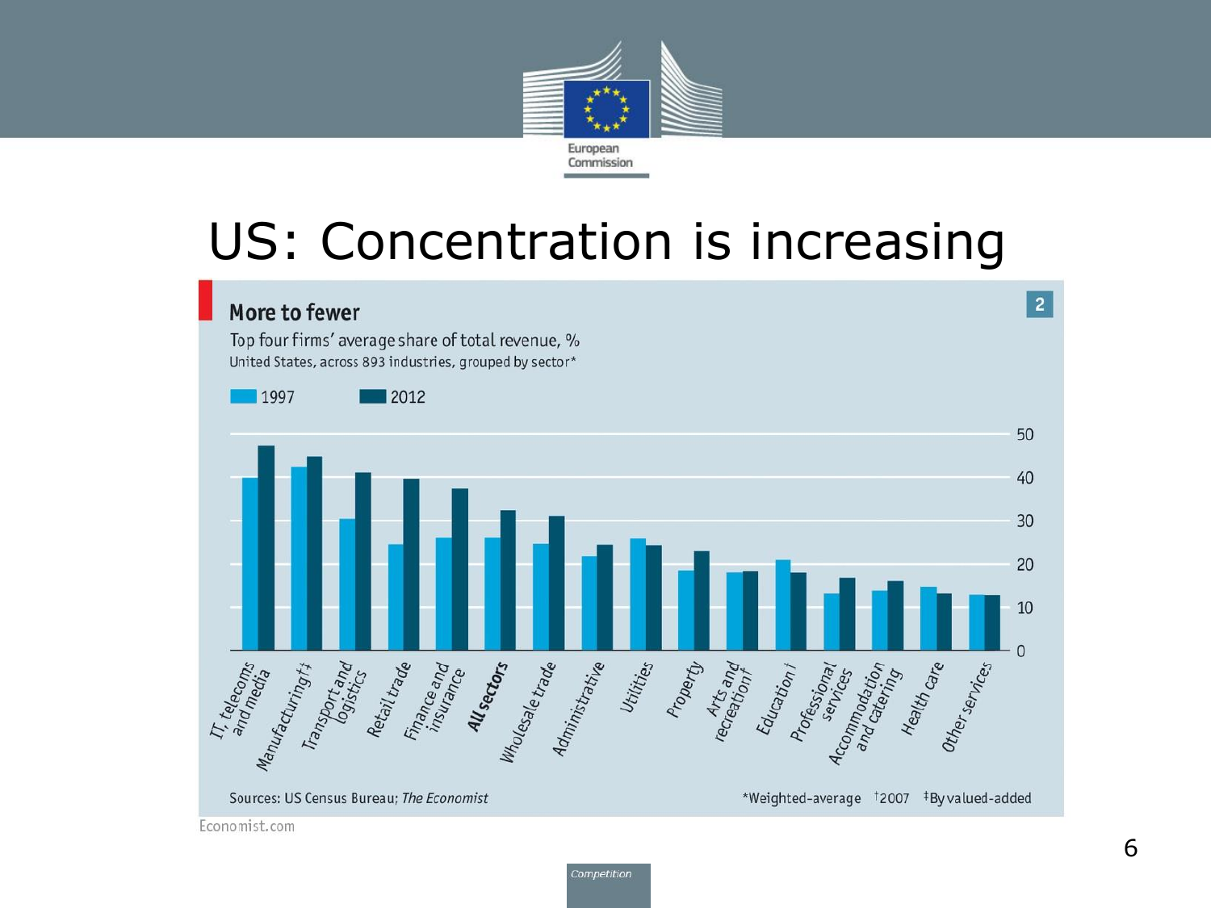# US: Concentration is increasing

## More to fewer

Top four firms' average share of total revenue, %

United States, across 893 industries, grouped by sector*

| Sector | 1997 | 2012 |
|---|---|---|
| IT, telecoms and media | 40 | 47 |
| Manufacturing†‡ | 42 | 45 |
| Transport and logistics | 30 | 41 |
| Retail trade | 24 | 40 |
| Finance and insurance | 26 | 37 |
| **All sectors** | 26 | 32 |
| Wholesale trade | 25 | 31 |
| Administrative | 22 | 24 |
| Utilities | 26 | 24 |
| Property | 18 | 23 |
| Arts and recreation† | 18 | 18 |
| Education† | 21 | 18 |
| Professional services | 13 | 17 |
| Accommodation and catering | 14 | 16 |
| Health care | 15 | 13 |
| Other services | 13 | 13 |

Sources: US Census Bureau; *The Economist*

*Weighted-average †2007 ‡By valued-added

Economist.com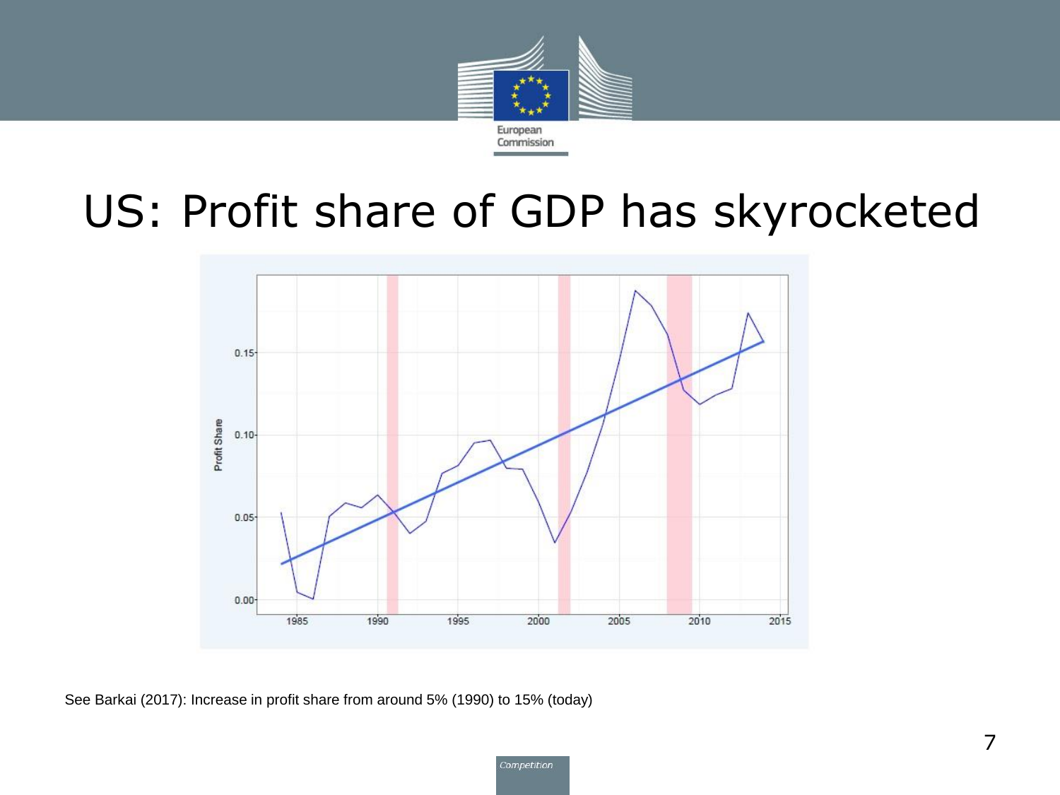# US: Profit share of GDP has skyrocketed

See Barkai (2017): Increase in profit share from around 5% (1990) to 15% (today)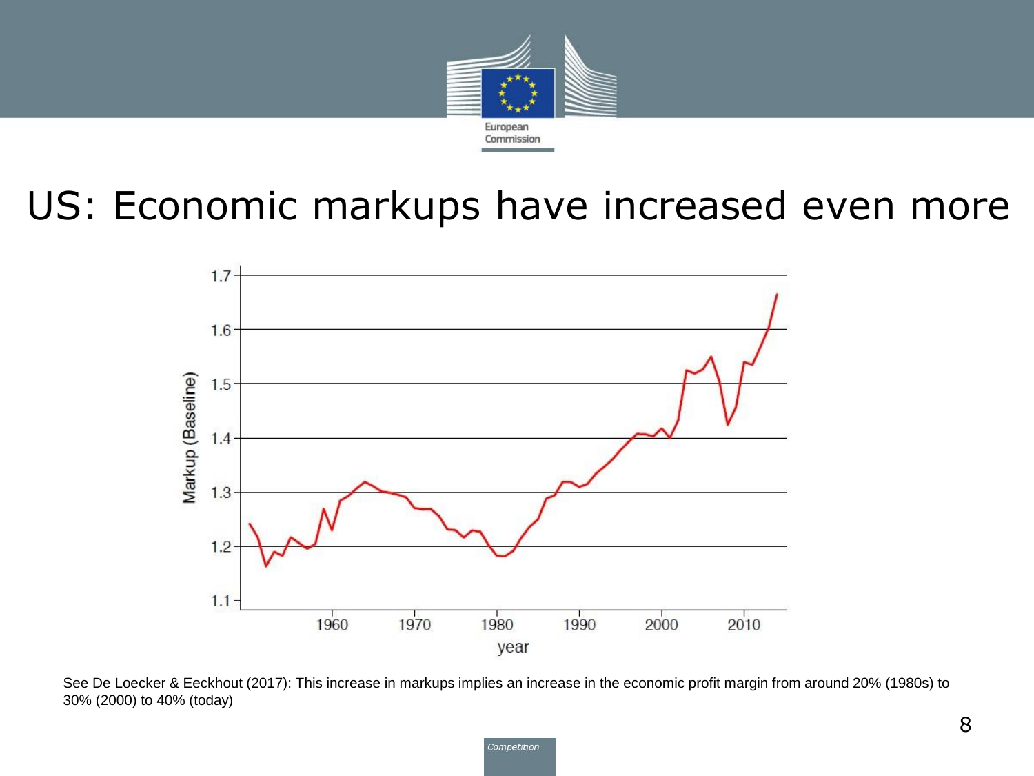# US: Economic markups have increased even more

See De Loecker & Eeckhout (2017): This increase in markups implies an increase in the economic profit margin from around 20% (1980s) to 30% (2000) to 40% (today)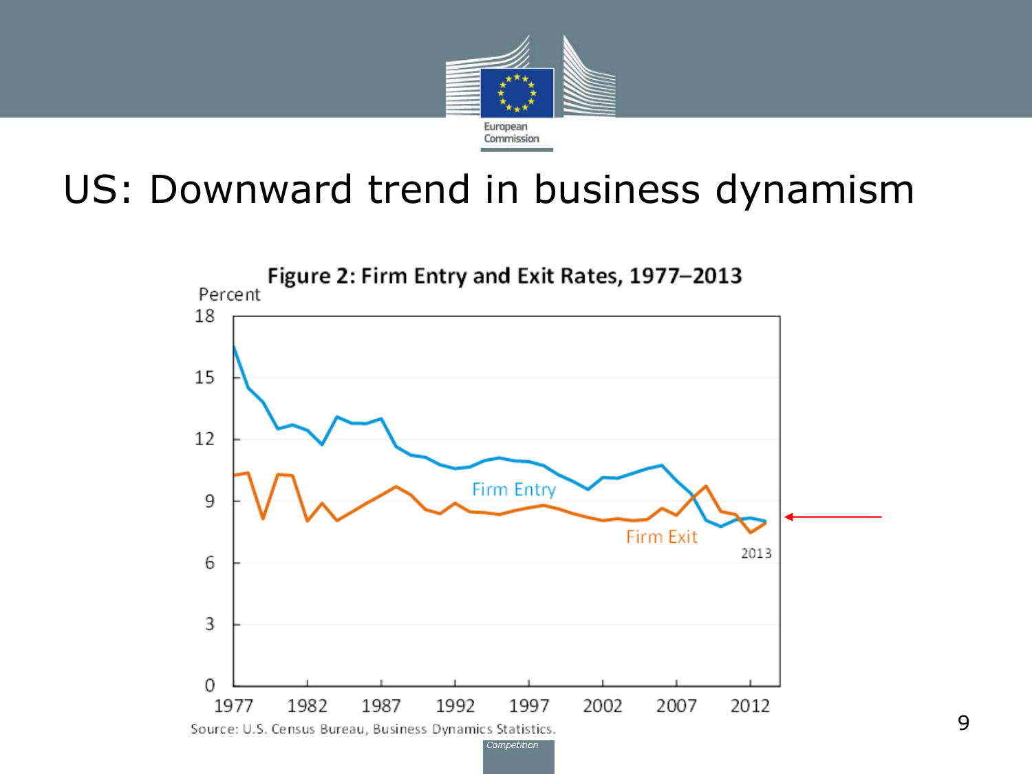# US: Downward trend in business dynamism

**Figure 2: Firm Entry and Exit Rates, 1977–2013**

Source: U.S. Census Bureau, Business Dynamics Statistics.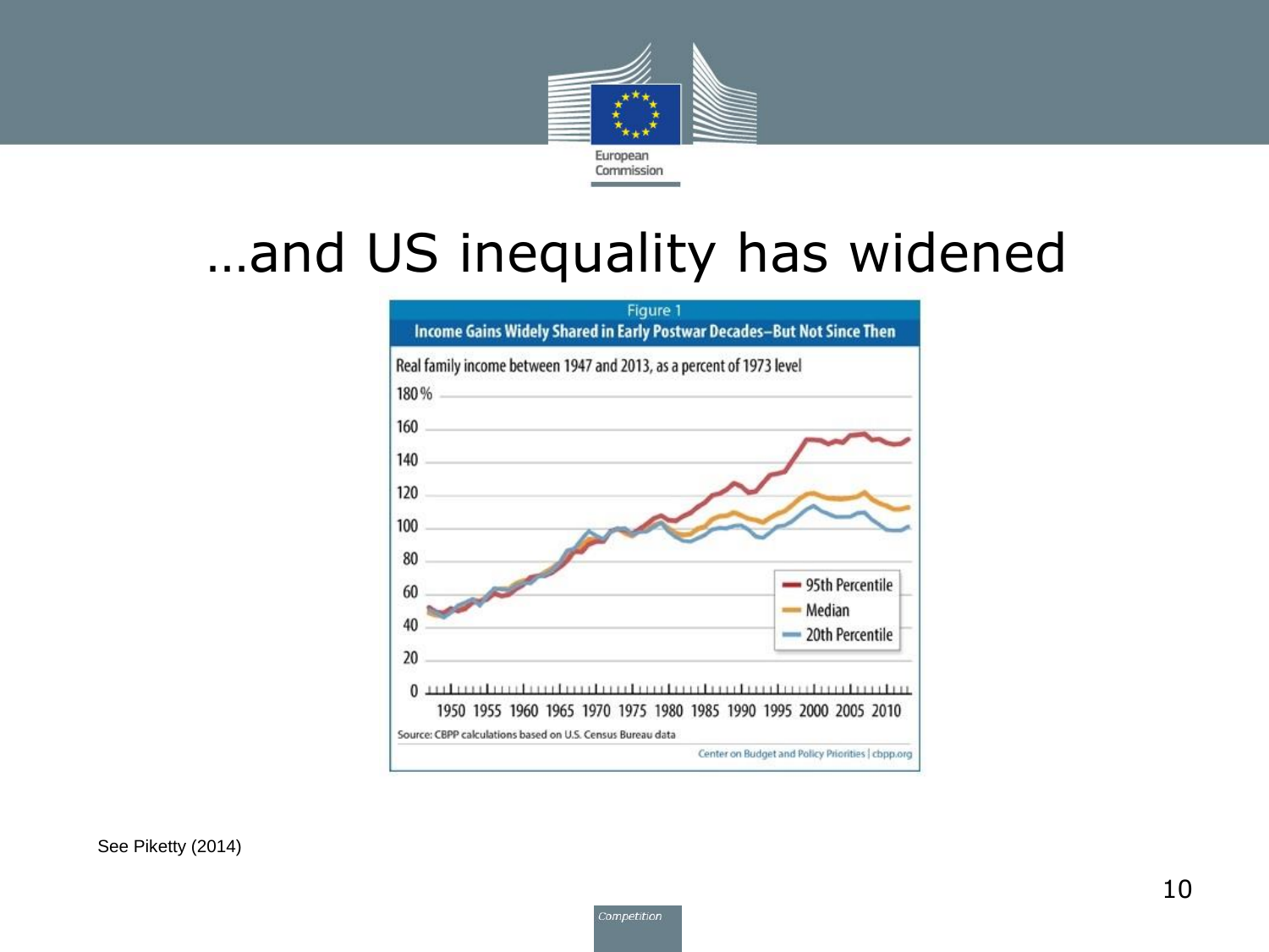# …and US inequality has widened

Figure 1

**Income Gains Widely Shared in Early Postwar Decades–But Not Since Then**

Real family income between 1947 and 2013, as a percent of 1973 level

Source: CBPP calculations based on U.S. Census Bureau data

Center on Budget and Policy Priorities | cbpp.org

See Piketty (2014)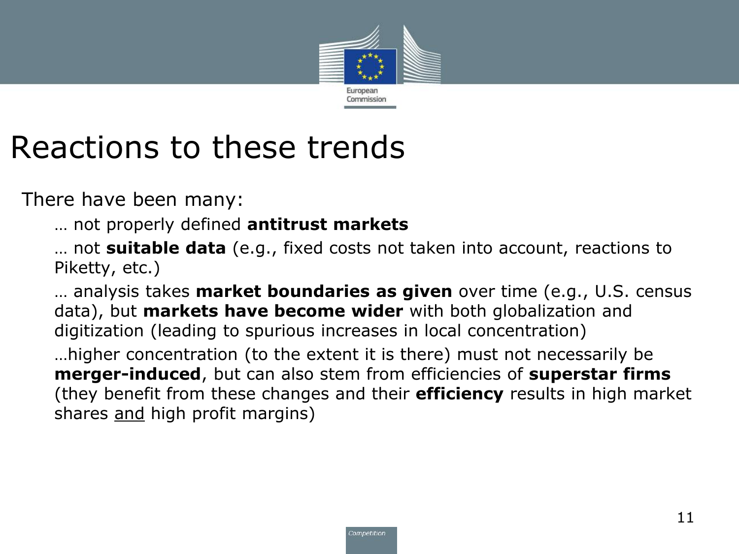# Reactions to these trends

There have been many:

… not properly defined **antitrust markets**

… not **suitable data** (e.g., fixed costs not taken into account, reactions to Piketty, etc.)

… analysis takes **market boundaries as given** over time (e.g., U.S. census data), but **markets have become wider** with both globalization and digitization (leading to spurious increases in local concentration)

…higher concentration (to the extent it is there) must not necessarily be **merger-induced**, but can also stem from efficiencies of **superstar firms** (they benefit from these changes and their **efficiency** results in high market shares <u>and</u> high profit margins)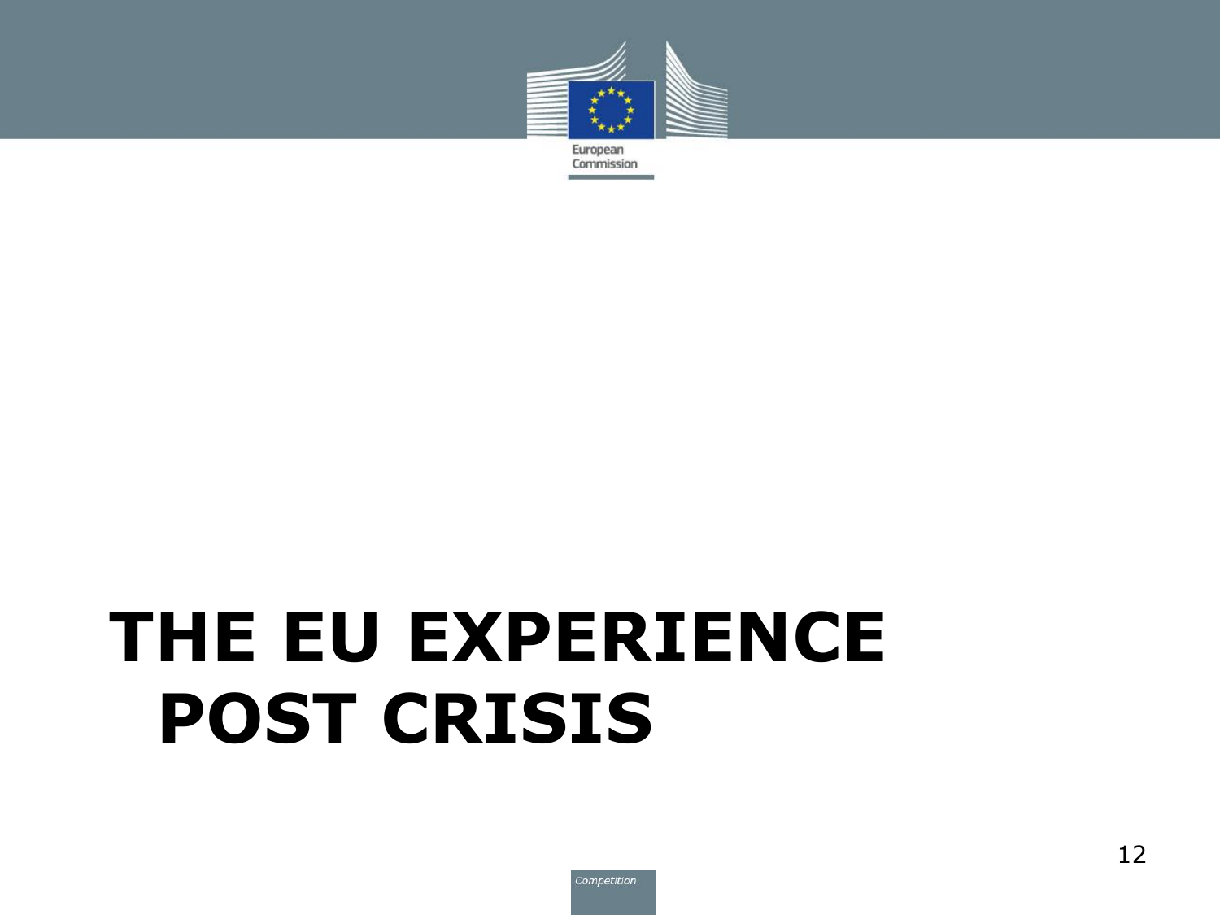# THE EU EXPERIENCE POST CRISIS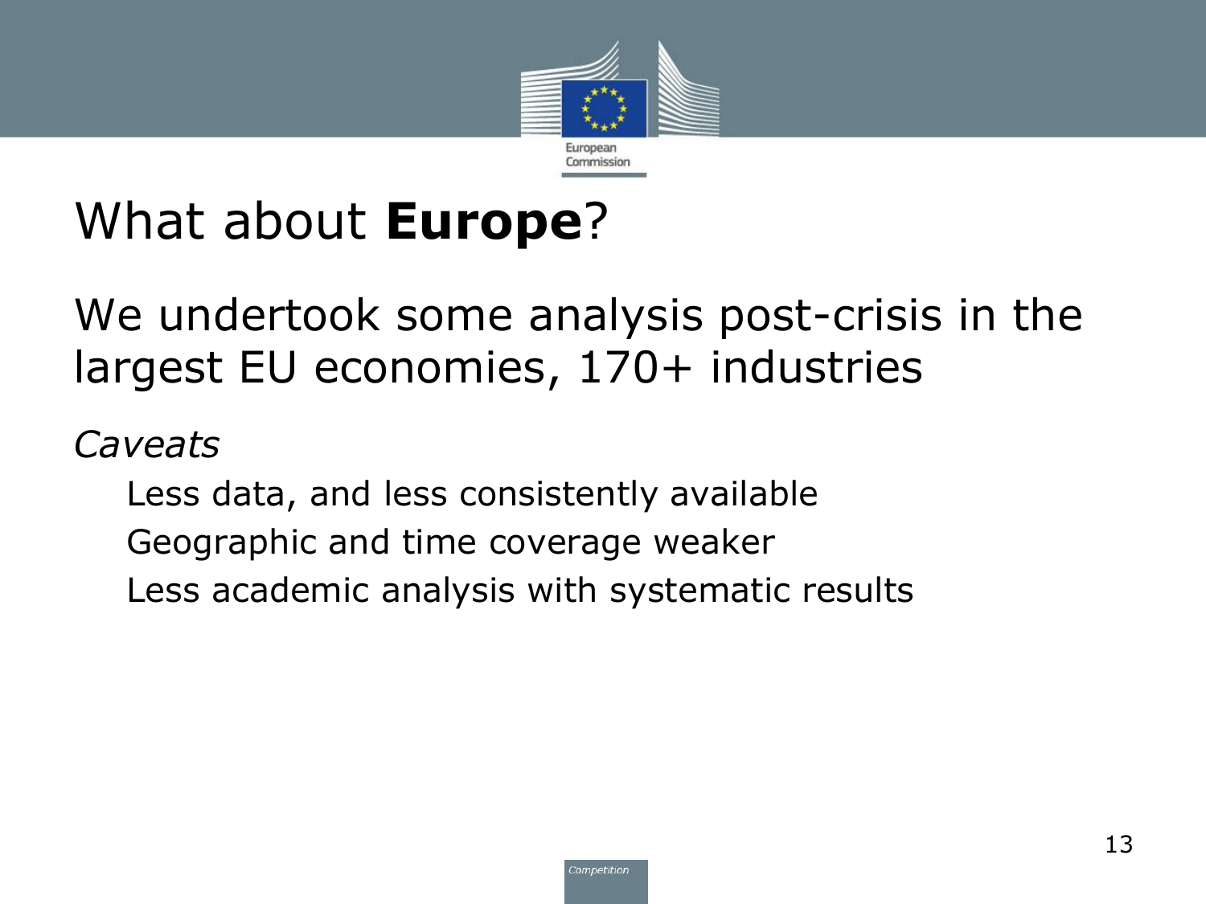# What about **Europe**?

We undertook some analysis post-crisis in the largest EU economies, 170+ industries

*Caveats*

- Less data, and less consistently available
- Geographic and time coverage weaker
- Less academic analysis with systematic results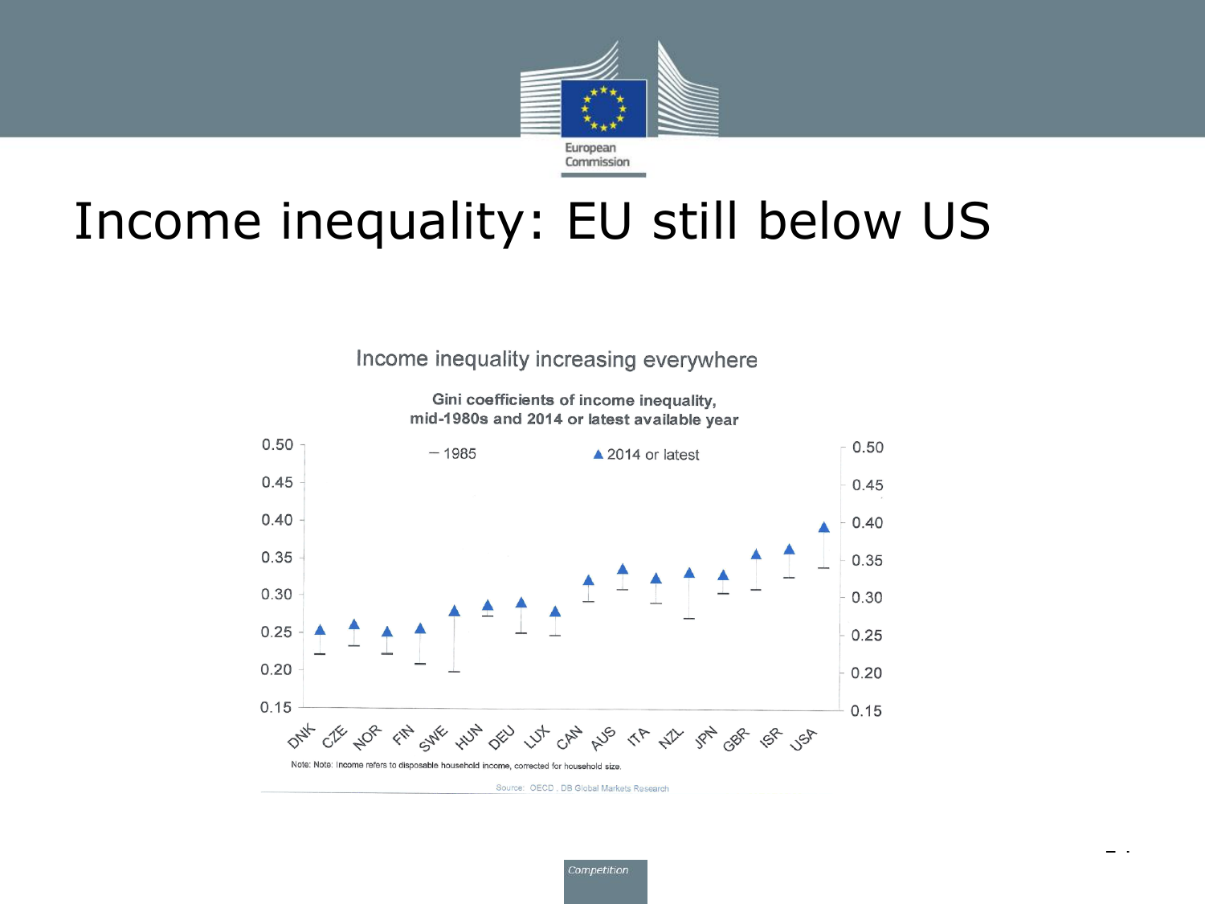# Income inequality: EU still below US

Income inequality increasing everywhere

**Gini coefficients of income inequality, mid-1980s and 2014 or latest available year**

| Country | 1985 | 2014 or latest |
|---|---|---|
| DNK | 0.22 | 0.25 |
| CZE | 0.23 | 0.26 |
| NOR | 0.22 | 0.25 |
| FIN | 0.21 | 0.25 |
| SWE | 0.20 | 0.28 |
| HUN | 0.27 | 0.29 |
| DEU | 0.25 | 0.29 |
| LUX | 0.25 | 0.28 |
| CAN | 0.29 | 0.32 |
| AUS | 0.31 | 0.33 |
| ITA | 0.29 | 0.33 |
| NZL | 0.27 | 0.33 |
| JPN | 0.30 | 0.33 |
| GBR | 0.31 | 0.36 |
| ISR | 0.32 | 0.36 |
| USA | 0.34 | 0.39 |

Note: Note: Income refers to disposable household income, corrected for household size.

Source: OECD , DB Global Markets Research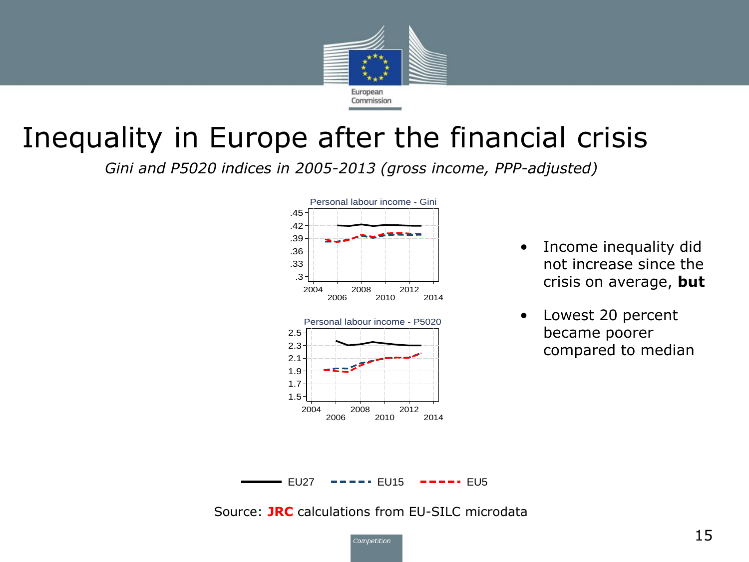# Inequality in Europe after the financial crisis

*Gini and P5020 indices in 2005-2013 (gross income, PPP-adjusted)*

Personal labour income - Gini

Personal labour income - P5020

EU27 EU15 EU5

- Income inequality did not increase since the crisis on average, **but**
- Lowest 20 percent became poorer compared to median

Source: **JRC** calculations from EU-SILC microdata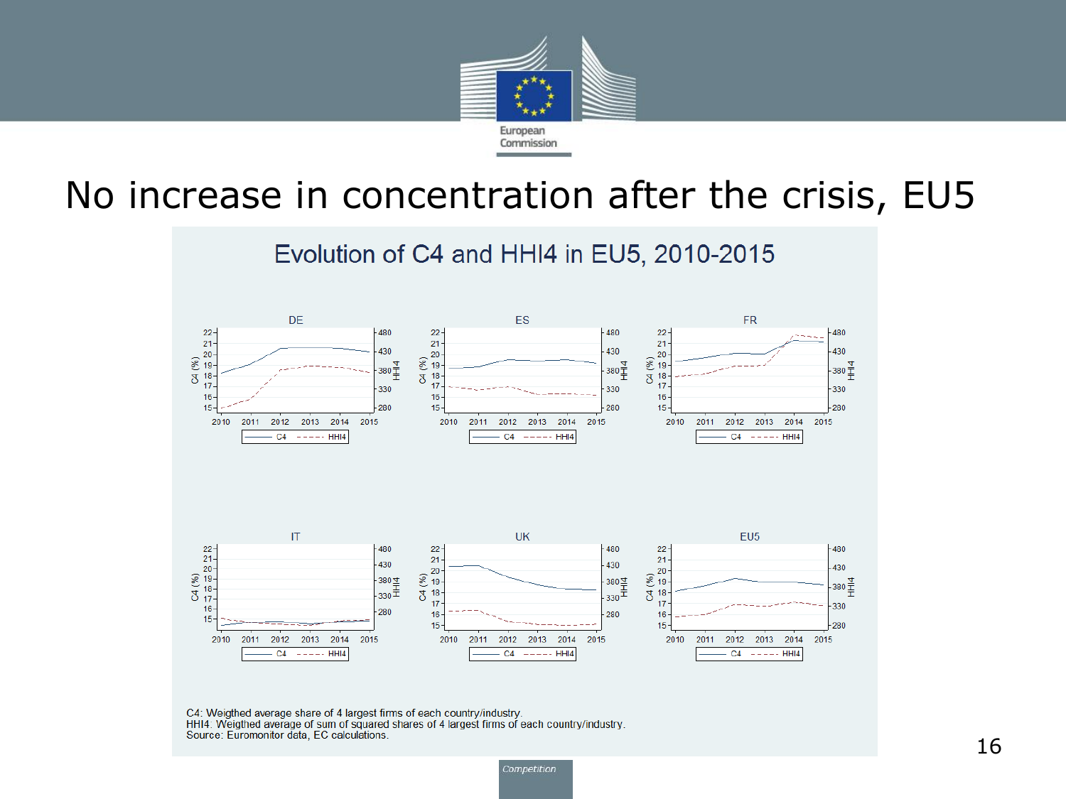# No increase in concentration after the crisis, EU5

## Evolution of C4 and HHI4 in EU5, 2010-2015

C4: Weigthed average share of 4 largest firms of each country/industry.
HHI4: Weigthed average of sum of squared shares of 4 largest firms of each country/industry.
Source: Euromonitor data, EC calculations.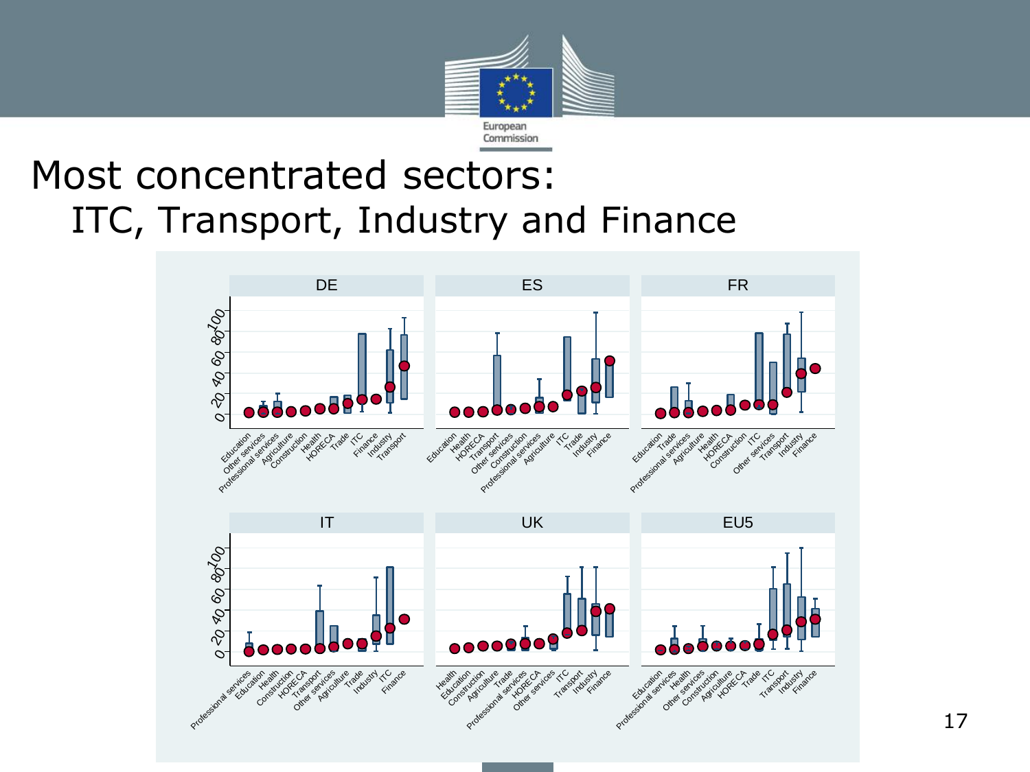# Most concentrated sectors: ITC, Transport, Industry and Finance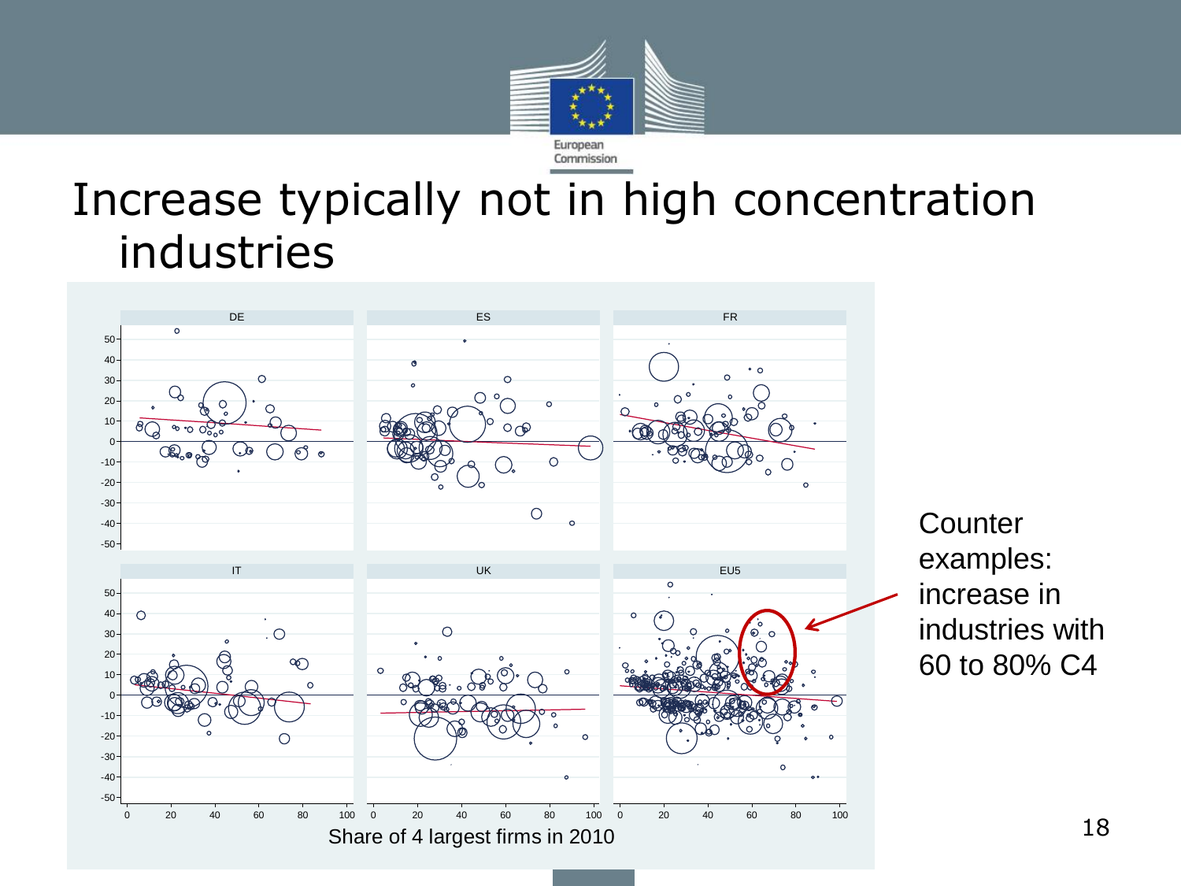# Increase typically not in high concentration industries

Share of 4 largest firms in 2010

Counter examples: increase in industries with 60 to 80% C4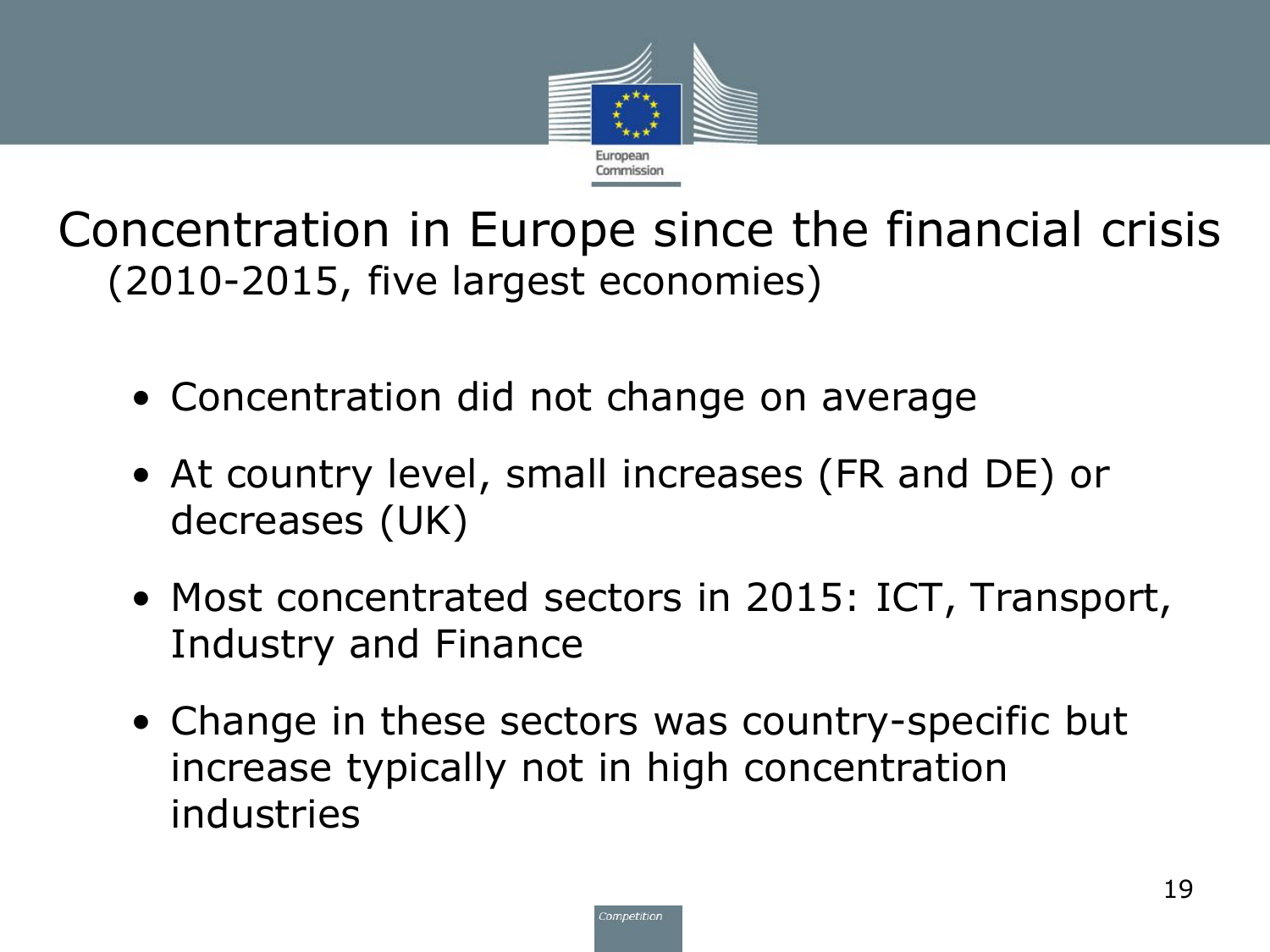# Concentration in Europe since the financial crisis

(2010-2015, five largest economies)

- Concentration did not change on average
- At country level, small increases (FR and DE) or decreases (UK)
- Most concentrated sectors in 2015: ICT, Transport, Industry and Finance
- Change in these sectors was country-specific but increase typically not in high concentration industries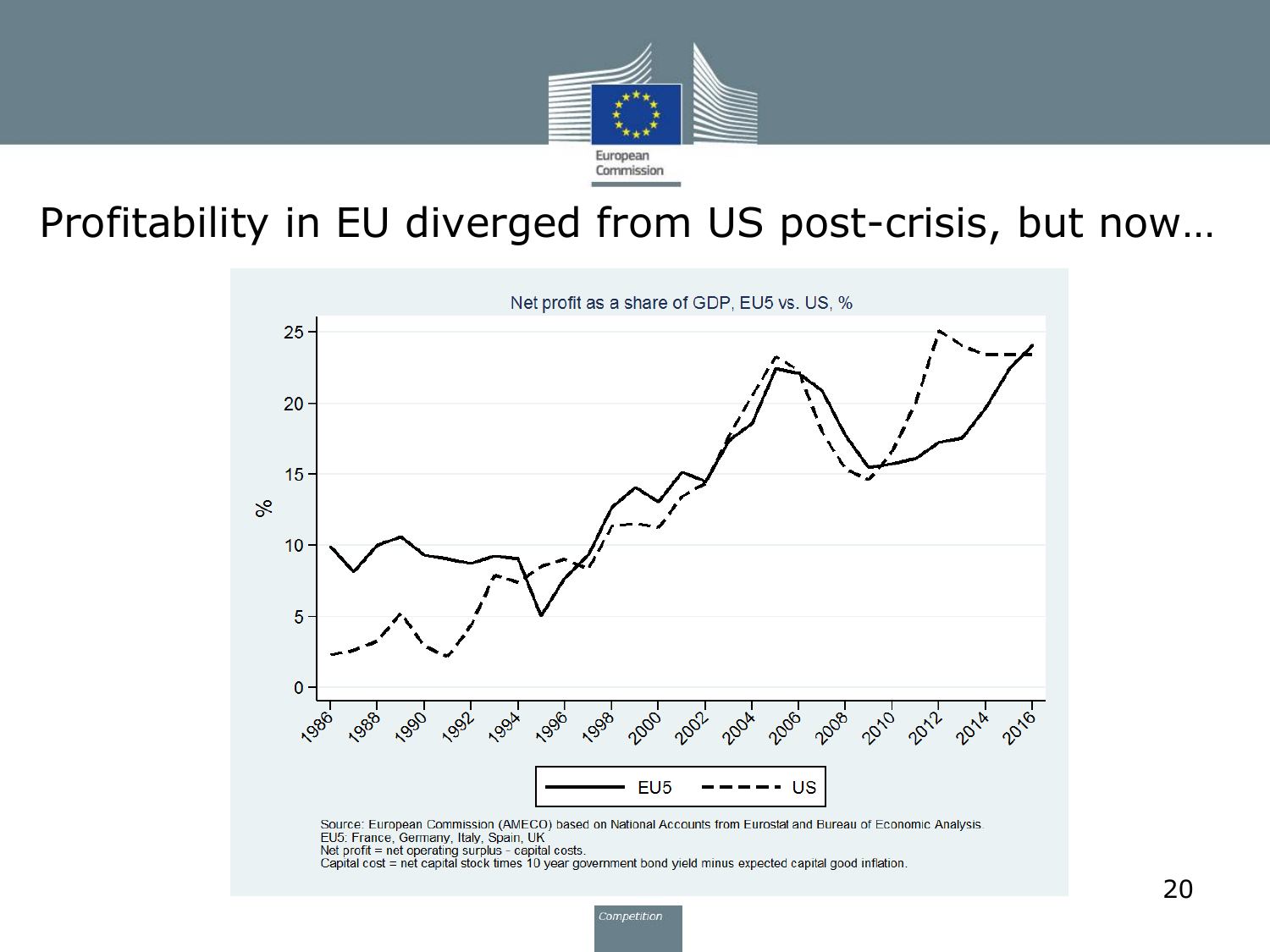# Profitability in EU diverged from US post-crisis, but now…

Net profit as a share of GDP, EU5 vs. US, %

Source: European Commission (AMECO) based on National Accounts from Eurostat and Bureau of Economic Analysis.
EU5: France, Germany, Italy, Spain, UK
Net profit = net operating surplus - capital costs.
Capital cost = net capital stock times 10 year government bond yield minus expected capital good inflation.

*Competition*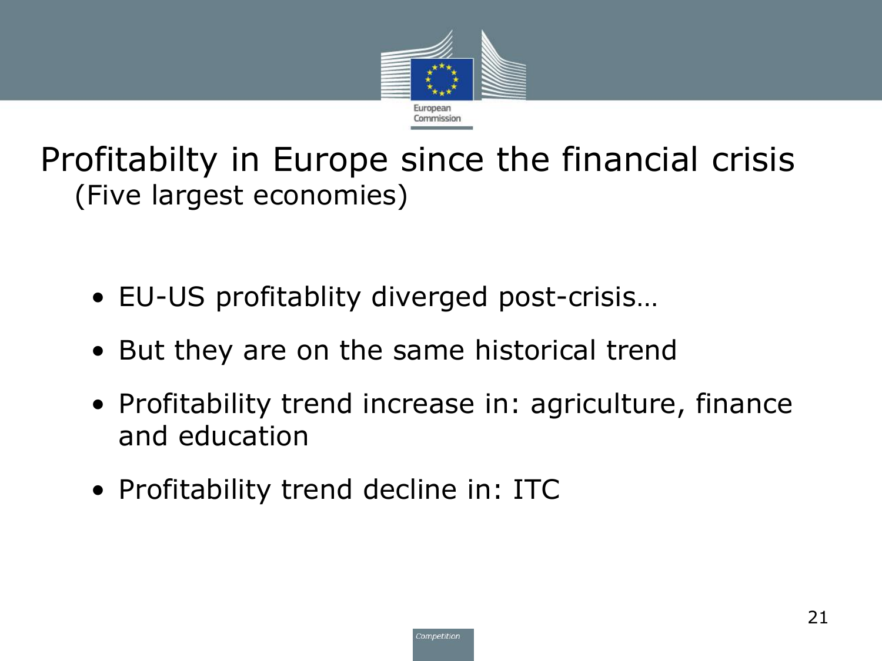# Profitabilty in Europe since the financial crisis

(Five largest economies)

- EU-US profitablity diverged post-crisis…
- But they are on the same historical trend
- Profitability trend increase in: agriculture, finance and education
- Profitability trend decline in: ITC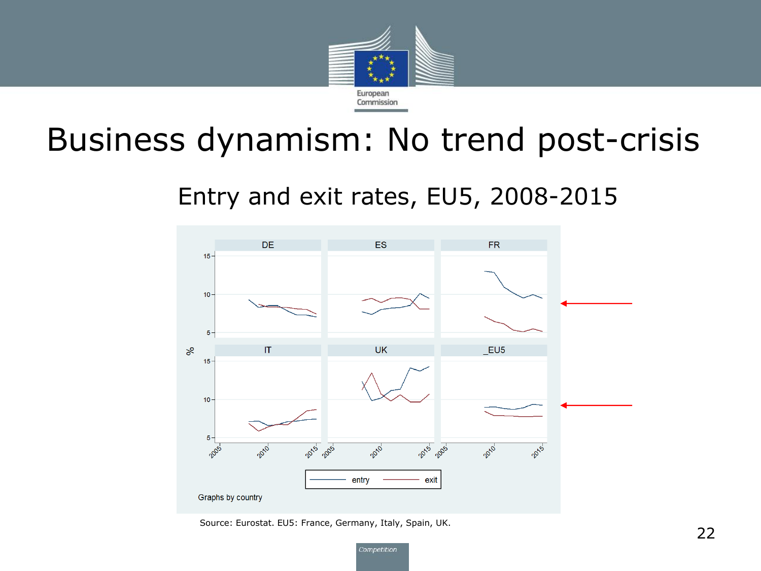# Business dynamism: No trend post-crisis

## Entry and exit rates, EU5, 2008-2015

Source: Eurostat. EU5: France, Germany, Italy, Spain, UK.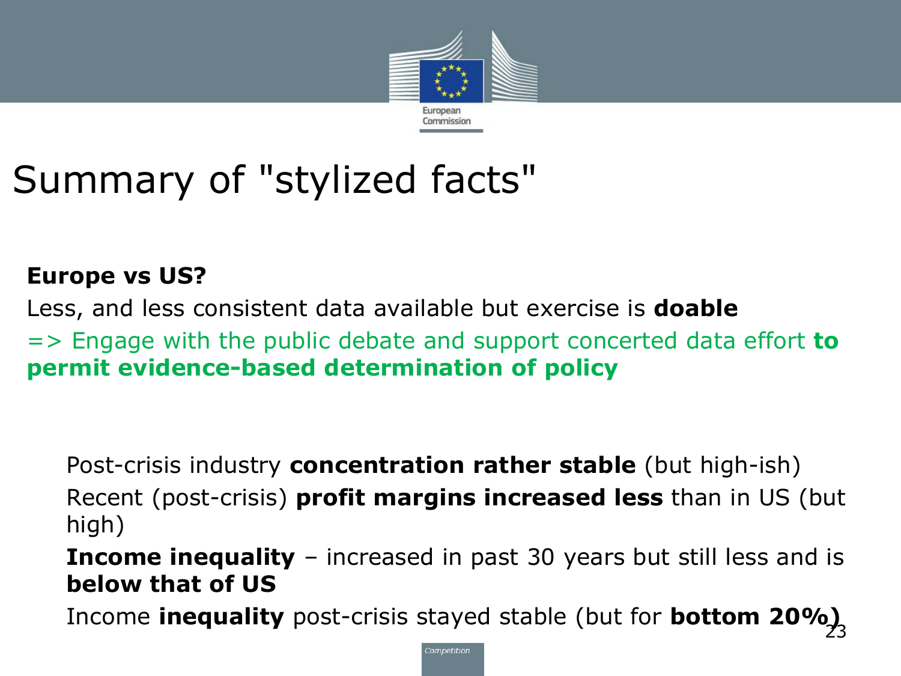# Summary of "stylized facts"

**Europe vs US?**

Less, and less consistent data available but exercise is **doable**

=> Engage with the public debate and support concerted data effort **to permit evidence-based determination of policy**

- Post-crisis industry **concentration rather stable** (but high-ish)
- Recent (post-crisis) **profit margins increased less** than in US (but high)
- **Income inequality** – increased in past 30 years but still less and is **below that of US**
- Income **inequality** post-crisis stayed stable (but for **bottom 20%**)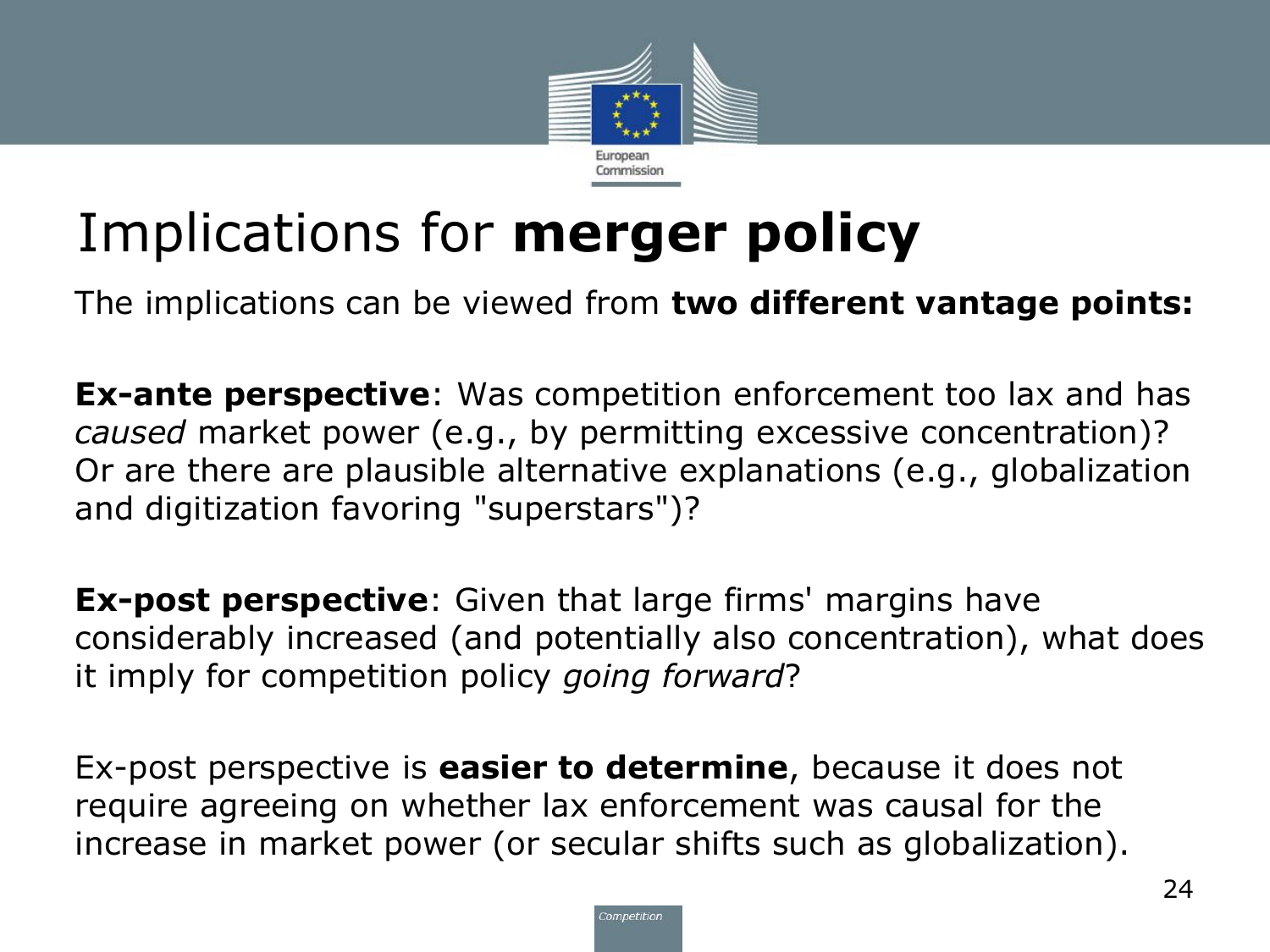# Implications for **merger policy**

The implications can be viewed from **two different vantage points:**

**Ex-ante perspective**: Was competition enforcement too lax and has *caused* market power (e.g., by permitting excessive concentration)? Or are there are plausible alternative explanations (e.g., globalization and digitization favoring "superstars")?

**Ex-post perspective**: Given that large firms' margins have considerably increased (and potentially also concentration), what does it imply for competition policy *going forward*?

Ex-post perspective is **easier to determine**, because it does not require agreeing on whether lax enforcement was causal for the increase in market power (or secular shifts such as globalization).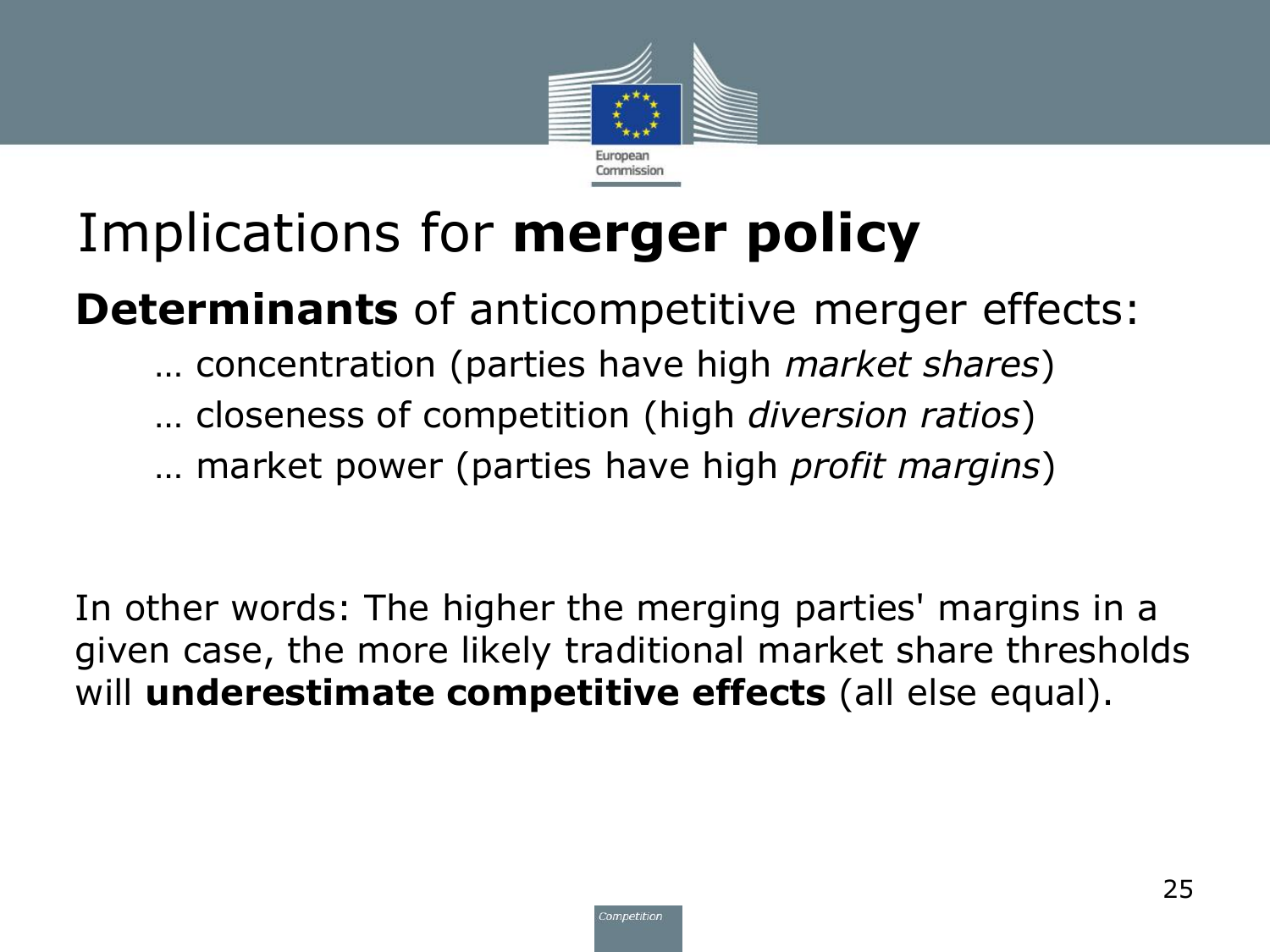# Implications for **merger policy**

**Determinants** of anticompetitive merger effects:

- … concentration (parties have high *market shares*)
- … closeness of competition (high *diversion ratios*)
- … market power (parties have high *profit margins*)

In other words: The higher the merging parties' margins in a given case, the more likely traditional market share thresholds will **underestimate competitive effects** (all else equal).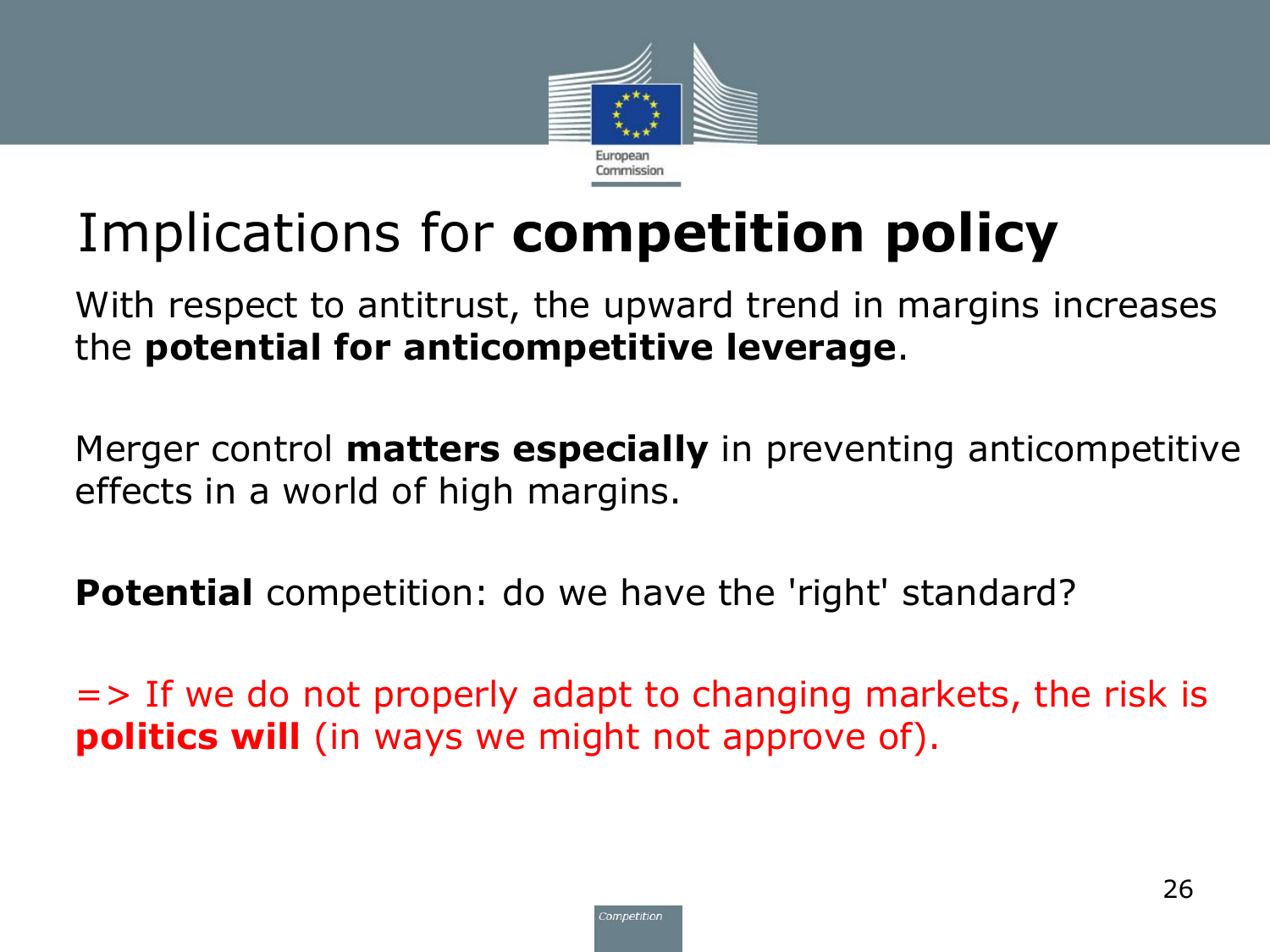# Implications for **competition policy**

With respect to antitrust, the upward trend in margins increases the **potential for anticompetitive leverage**.

Merger control **matters especially** in preventing anticompetitive effects in a world of high margins.

**Potential** competition: do we have the 'right' standard?

=> If we do not properly adapt to changing markets, the risk is **politics will** (in ways we might not approve of).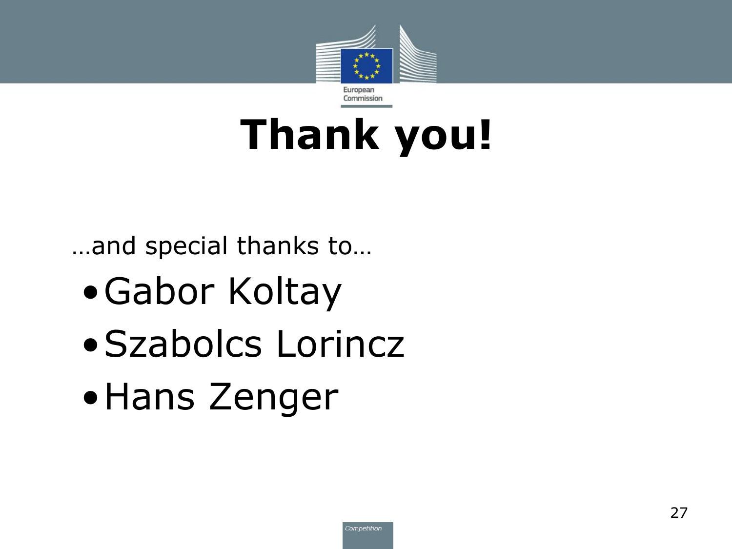# Thank you!

…and special thanks to…

- Gabor Koltay
- Szabolcs Lorincz
- Hans Zenger